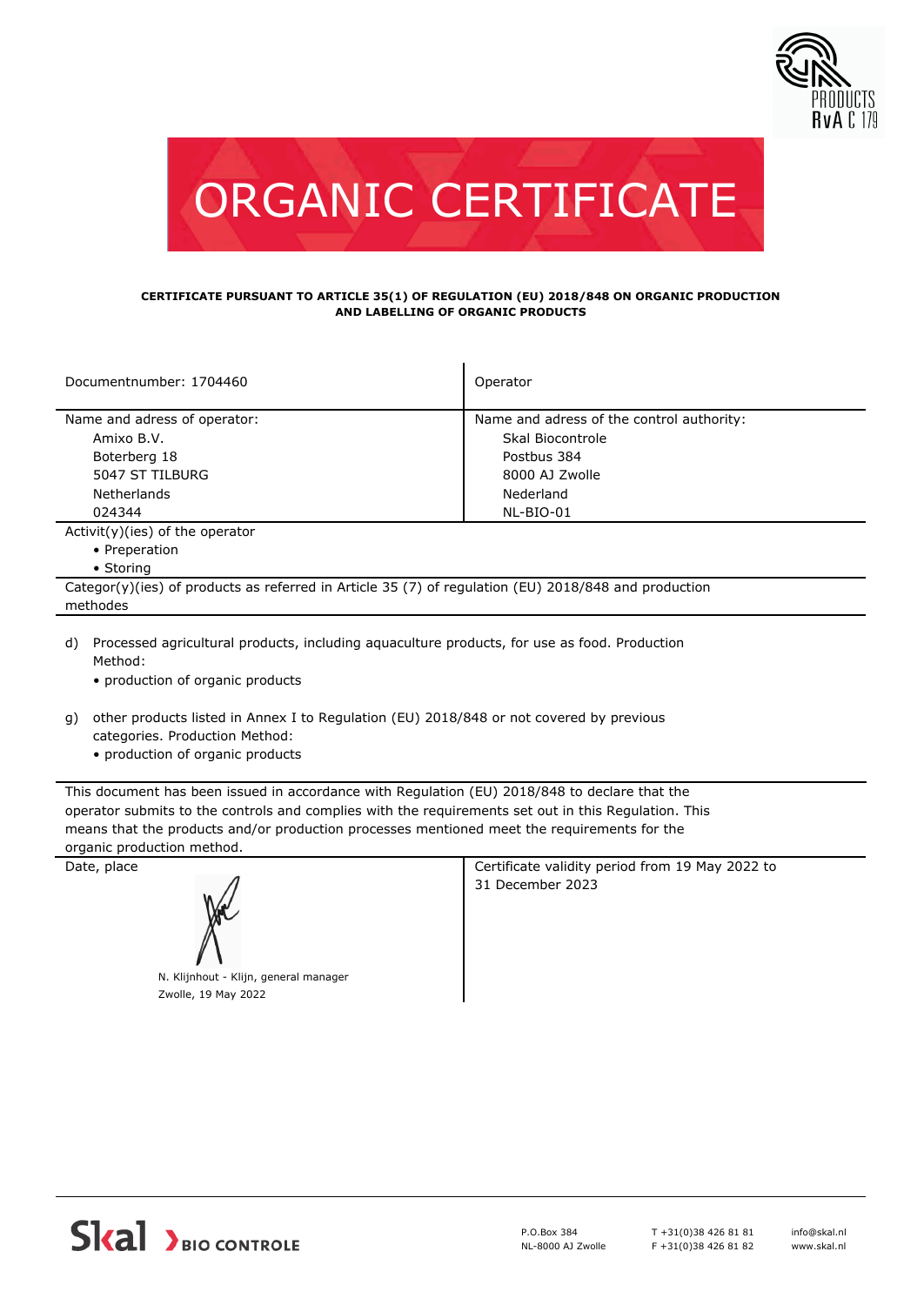# ORGANIC CERTIFICATE

**CERTIFICATE PURSUANT TO ARTICLE 35(1) OF REGULATION (EU) 2018/848 ON ORGANIC PRODUCTION AND LABELLING OF ORGANIC PRODUCTS**

| Documentnumber: 1704460 | Operator |
|---|---|
| Name and adress of operator:<br>Amixo B.V.<br>Boterberg 18<br>5047 ST TILBURG<br>Netherlands<br>024344 | Name and adress of the control authority:<br>Skal Biocontrole<br>Postbus 384<br>8000 AJ Zwolle<br>Nederland<br>NL-BIO-01 |

Activit(y)(ies) of the operator

- Preperation
- Storing

Categor(y)(ies) of products as referred in Article 35 (7) of regulation (EU) 2018/848 and production methodes

d) Processed agricultural products, including aquaculture products, for use as food. Production Method:
- production of organic products

g) other products listed in Annex I to Regulation (EU) 2018/848 or not covered by previous categories. Production Method:
- production of organic products

This document has been issued in accordance with Regulation (EU) 2018/848 to declare that the operator submits to the controls and complies with the requirements set out in this Regulation. This means that the products and/or production processes mentioned meet the requirements for the organic production method.

| Date, place | Certificate validity period from 19 May 2022 to 31 December 2023 |
|---|---|
| N. Klijnhout - Klijn, general manager<br>Zwolle, 19 May 2022 | |

Skal BIO CONTROLE

P.O.Box 384
NL-8000 AJ Zwolle

T +31(0)38 426 81 81
F +31(0)38 426 81 82

info@skal.nl
www.skal.nl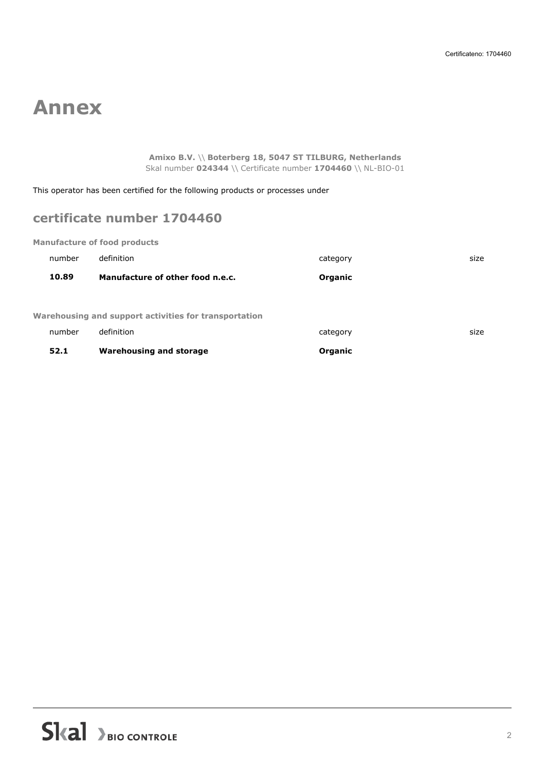# Annex

**Amixo B.V.** \\ **Boterberg 18, 5047 ST TILBURG, Netherlands**
Skal number **024344** \\ Certificate number **1704460** \\ NL-BIO-01

This operator has been certified for the following products or processes under

## certificate number 1704460

**Manufacture of food products**

| number | definition | category | size |
|---|---|---|---|
| **10.89** | **Manufacture of other food n.e.c.** | **Organic** | |

**Warehousing and support activities for transportation**

| number | definition | category | size |
|---|---|---|---|
| **52.1** | **Warehousing and storage** | **Organic** | |

Skal BIO CONTROLE